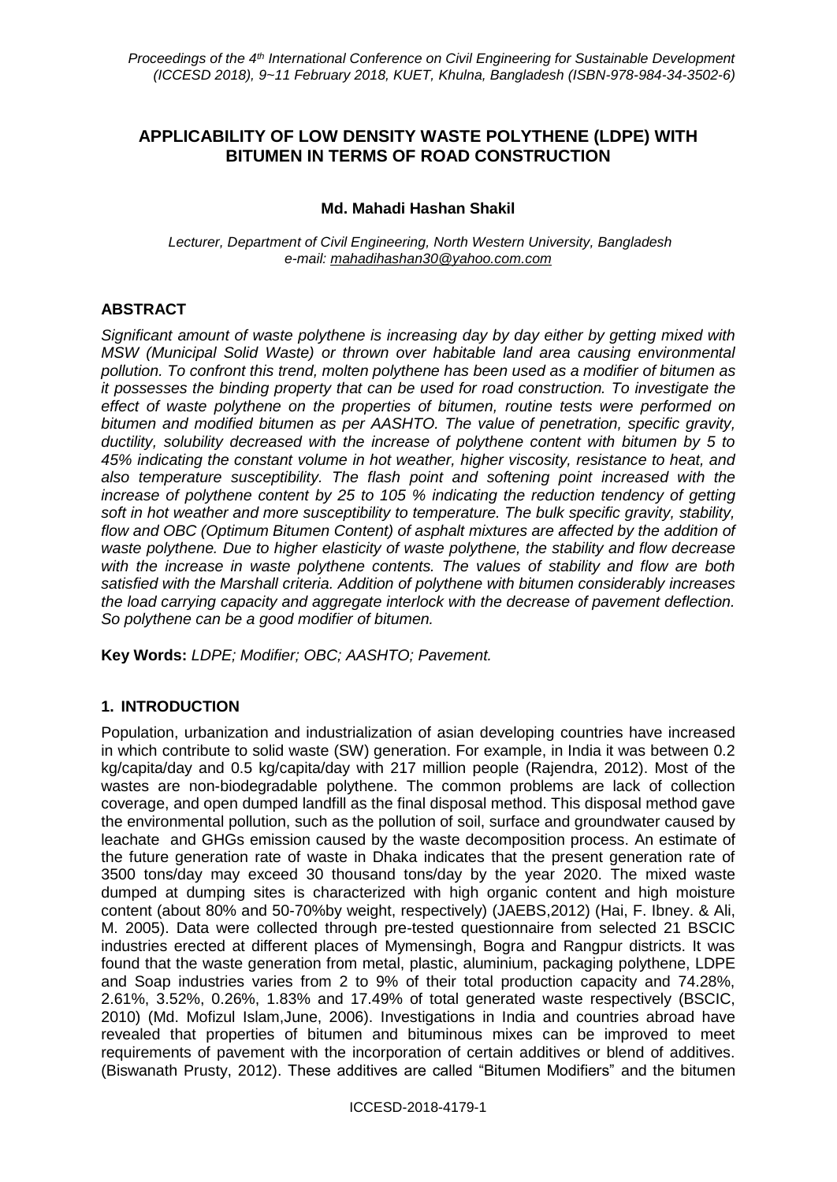# APPLICABILITY OF LOW DENSITY WASTE POLYTHENE (LDPE) WITH BITUMEN IN TERMS OF ROAD CONSTRUCTION

**Md. Mahadi Hashan Shakil**

*Lecturer, Department of Civil Engineering, North Western University, Bangladesh*
*e-mail: mahadihashan30@yahoo.com.com*

## ABSTRACT

*Significant amount of waste polythene is increasing day by day either by getting mixed with MSW (Municipal Solid Waste) or thrown over habitable land area causing environmental pollution. To confront this trend, molten polythene has been used as a modifier of bitumen as it possesses the binding property that can be used for road construction. To investigate the effect of waste polythene on the properties of bitumen, routine tests were performed on bitumen and modified bitumen as per AASHTO. The value of penetration, specific gravity, ductility, solubility decreased with the increase of polythene content with bitumen by 5 to 45% indicating the constant volume in hot weather, higher viscosity, resistance to heat, and also temperature susceptibility. The flash point and softening point increased with the increase of polythene content by 25 to 105 % indicating the reduction tendency of getting soft in hot weather and more susceptibility to temperature. The bulk specific gravity, stability, flow and OBC (Optimum Bitumen Content) of asphalt mixtures are affected by the addition of waste polythene. Due to higher elasticity of waste polythene, the stability and flow decrease with the increase in waste polythene contents. The values of stability and flow are both satisfied with the Marshall criteria. Addition of polythene with bitumen considerably increases the load carrying capacity and aggregate interlock with the decrease of pavement deflection. So polythene can be a good modifier of bitumen.*

**Key Words:** *LDPE; Modifier; OBC; AASHTO; Pavement.*

## 1. INTRODUCTION

Population, urbanization and industrialization of asian developing countries have increased in which contribute to solid waste (SW) generation. For example, in India it was between 0.2 kg/capita/day and 0.5 kg/capita/day with 217 million people (Rajendra, 2012). Most of the wastes are non-biodegradable polythene. The common problems are lack of collection coverage, and open dumped landfill as the final disposal method. This disposal method gave the environmental pollution, such as the pollution of soil, surface and groundwater caused by leachate and GHGs emission caused by the waste decomposition process. An estimate of the future generation rate of waste in Dhaka indicates that the present generation rate of 3500 tons/day may exceed 30 thousand tons/day by the year 2020. The mixed waste dumped at dumping sites is characterized with high organic content and high moisture content (about 80% and 50-70%by weight, respectively) (JAEBS,2012) (Hai, F. Ibney. & Ali, M. 2005). Data were collected through pre-tested questionnaire from selected 21 BSCIC industries erected at different places of Mymensingh, Bogra and Rangpur districts. It was found that the waste generation from metal, plastic, aluminium, packaging polythene, LDPE and Soap industries varies from 2 to 9% of their total production capacity and 74.28%, 2.61%, 3.52%, 0.26%, 1.83% and 17.49% of total generated waste respectively (BSCIC, 2010) (Md. Mofizul Islam,June, 2006). Investigations in India and countries abroad have revealed that properties of bitumen and bituminous mixes can be improved to meet requirements of pavement with the incorporation of certain additives or blend of additives. (Biswanath Prusty, 2012). These additives are called "Bitumen Modifiers" and the bitumen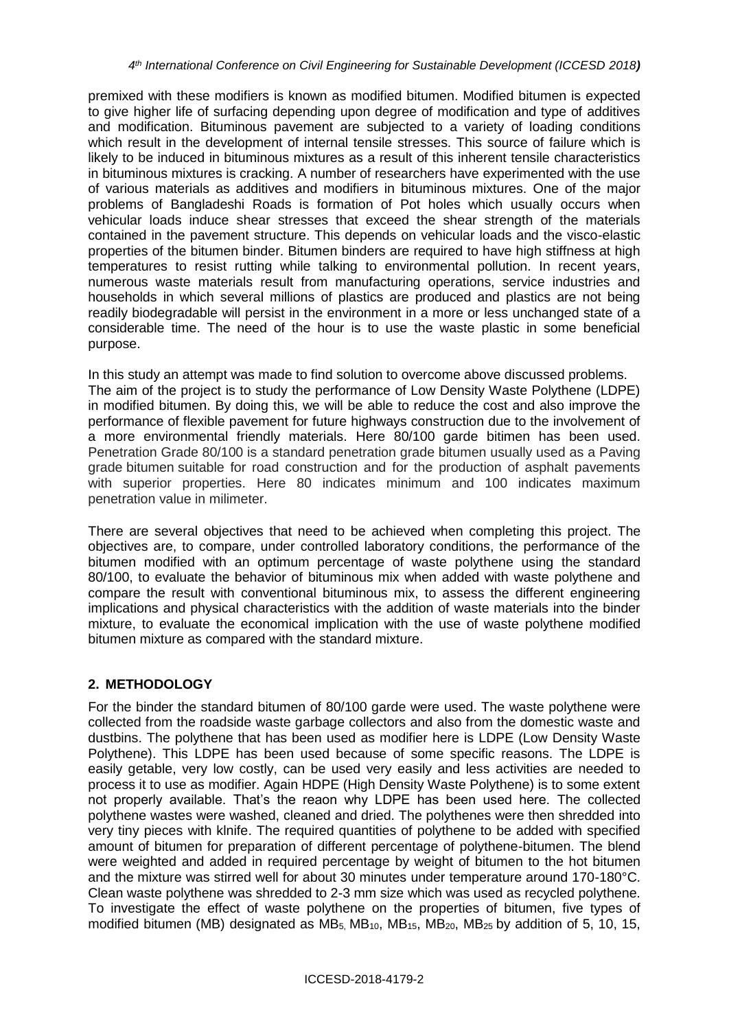premixed with these modifiers is known as modified bitumen. Modified bitumen is expected to give higher life of surfacing depending upon degree of modification and type of additives and modification. Bituminous pavement are subjected to a variety of loading conditions which result in the development of internal tensile stresses. This source of failure which is likely to be induced in bituminous mixtures as a result of this inherent tensile characteristics in bituminous mixtures is cracking. A number of researchers have experimented with the use of various materials as additives and modifiers in bituminous mixtures. One of the major problems of Bangladeshi Roads is formation of Pot holes which usually occurs when vehicular loads induce shear stresses that exceed the shear strength of the materials contained in the pavement structure. This depends on vehicular loads and the visco-elastic properties of the bitumen binder. Bitumen binders are required to have high stiffness at high temperatures to resist rutting while talking to environmental pollution. In recent years, numerous waste materials result from manufacturing operations, service industries and households in which several millions of plastics are produced and plastics are not being readily biodegradable will persist in the environment in a more or less unchanged state of a considerable time. The need of the hour is to use the waste plastic in some beneficial purpose.

In this study an attempt was made to find solution to overcome above discussed problems. The aim of the project is to study the performance of Low Density Waste Polythene (LDPE) in modified bitumen. By doing this, we will be able to reduce the cost and also improve the performance of flexible pavement for future highways construction due to the involvement of a more environmental friendly materials. Here 80/100 garde bitimen has been used. Penetration Grade 80/100 is a standard penetration grade bitumen usually used as a Paving grade bitumen suitable for road construction and for the production of asphalt pavements with superior properties. Here 80 indicates minimum and 100 indicates maximum penetration value in milimeter.

There are several objectives that need to be achieved when completing this project. The objectives are, to compare, under controlled laboratory conditions, the performance of the bitumen modified with an optimum percentage of waste polythene using the standard 80/100, to evaluate the behavior of bituminous mix when added with waste polythene and compare the result with conventional bituminous mix, to assess the different engineering implications and physical characteristics with the addition of waste materials into the binder mixture, to evaluate the economical implication with the use of waste polythene modified bitumen mixture as compared with the standard mixture.

## 2. METHODOLOGY

For the binder the standard bitumen of 80/100 garde were used. The waste polythene were collected from the roadside waste garbage collectors and also from the domestic waste and dustbins. The polythene that has been used as modifier here is LDPE (Low Density Waste Polythene). This LDPE has been used because of some specific reasons. The LDPE is easily getable, very low costly, can be used very easily and less activities are needed to process it to use as modifier. Again HDPE (High Density Waste Polythene) is to some extent not properly available. That's the reaon why LDPE has been used here. The collected polythene wastes were washed, cleaned and dried. The polythenes were then shredded into very tiny pieces with klnife. The required quantities of polythene to be added with specified amount of bitumen for preparation of different percentage of polythene-bitumen. The blend were weighted and added in required percentage by weight of bitumen to the hot bitumen and the mixture was stirred well for about 30 minutes under temperature around 170-180°C. Clean waste polythene was shredded to 2-3 mm size which was used as recycled polythene. To investigate the effect of waste polythene on the properties of bitumen, five types of modified bitumen (MB) designated as $MB_5$, $MB_{10}$, $MB_{15}$, $MB_{20}$, $MB_{25}$ by addition of 5, 10, 15,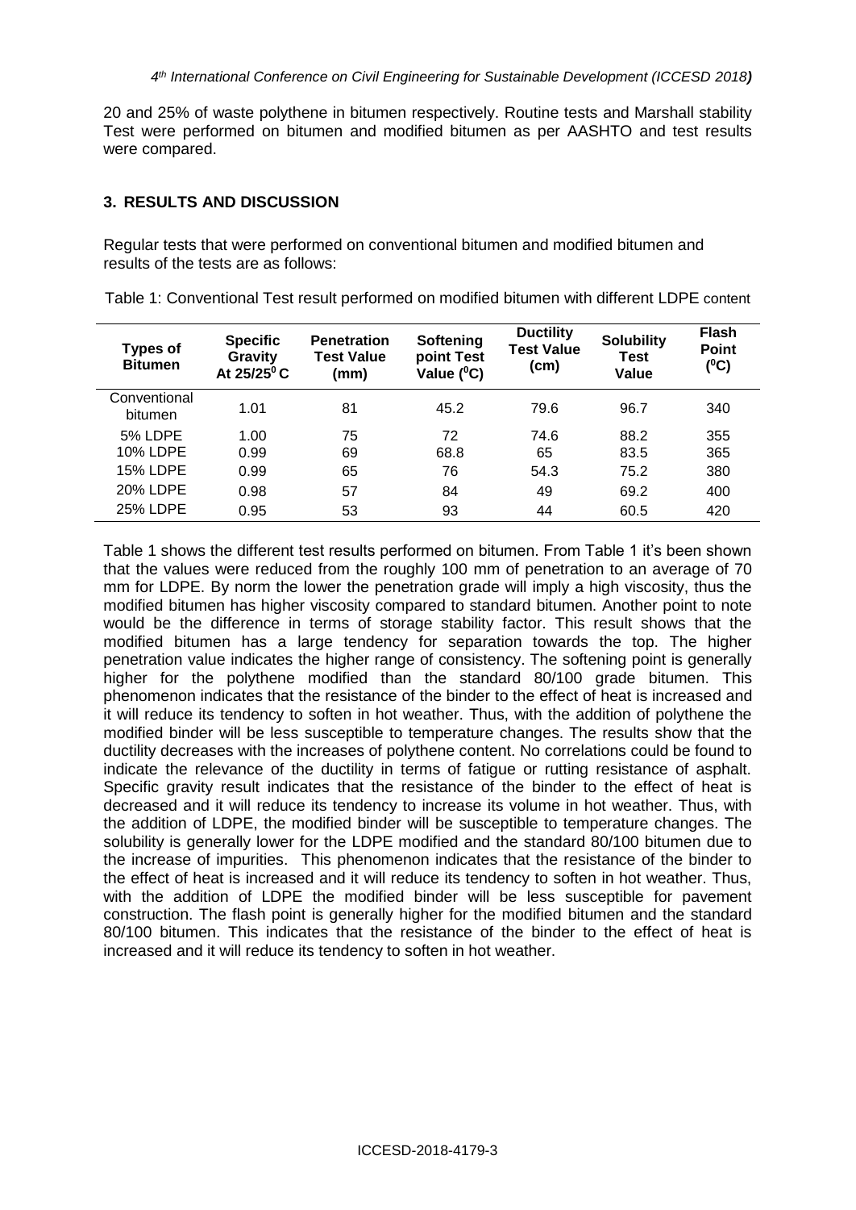20 and 25% of waste polythene in bitumen respectively. Routine tests and Marshall stability Test were performed on bitumen and modified bitumen as per AASHTO and test results were compared.

## 3. RESULTS AND DISCUSSION

Regular tests that were performed on conventional bitumen and modified bitumen and results of the tests are as follows:

Table 1: Conventional Test result performed on modified bitumen with different LDPE content

| Types of Bitumen | Specific Gravity At 25/25$^0$ C | Penetration Test Value (mm) | Softening point Test Value ($^0$C) | Ductility Test Value (cm) | Solubility Test Value | Flash Point ($^0$C) |
|---|---|---|---|---|---|---|
| Conventional bitumen | 1.01 | 81 | 45.2 | 79.6 | 96.7 | 340 |
| 5% LDPE | 1.00 | 75 | 72 | 74.6 | 88.2 | 355 |
| 10% LDPE | 0.99 | 69 | 68.8 | 65 | 83.5 | 365 |
| 15% LDPE | 0.99 | 65 | 76 | 54.3 | 75.2 | 380 |
| 20% LDPE | 0.98 | 57 | 84 | 49 | 69.2 | 400 |
| 25% LDPE | 0.95 | 53 | 93 | 44 | 60.5 | 420 |

Table 1 shows the different test results performed on bitumen. From Table 1 it's been shown that the values were reduced from the roughly 100 mm of penetration to an average of 70 mm for LDPE. By norm the lower the penetration grade will imply a high viscosity, thus the modified bitumen has higher viscosity compared to standard bitumen. Another point to note would be the difference in terms of storage stability factor. This result shows that the modified bitumen has a large tendency for separation towards the top. The higher penetration value indicates the higher range of consistency. The softening point is generally higher for the polythene modified than the standard 80/100 grade bitumen. This phenomenon indicates that the resistance of the binder to the effect of heat is increased and it will reduce its tendency to soften in hot weather. Thus, with the addition of polythene the modified binder will be less susceptible to temperature changes. The results show that the ductility decreases with the increases of polythene content. No correlations could be found to indicate the relevance of the ductility in terms of fatigue or rutting resistance of asphalt. Specific gravity result indicates that the resistance of the binder to the effect of heat is decreased and it will reduce its tendency to increase its volume in hot weather. Thus, with the addition of LDPE, the modified binder will be susceptible to temperature changes. The solubility is generally lower for the LDPE modified and the standard 80/100 bitumen due to the increase of impurities. This phenomenon indicates that the resistance of the binder to the effect of heat is increased and it will reduce its tendency to soften in hot weather. Thus, with the addition of LDPE the modified binder will be less susceptible for pavement construction. The flash point is generally higher for the modified bitumen and the standard 80/100 bitumen. This indicates that the resistance of the binder to the effect of heat is increased and it will reduce its tendency to soften in hot weather.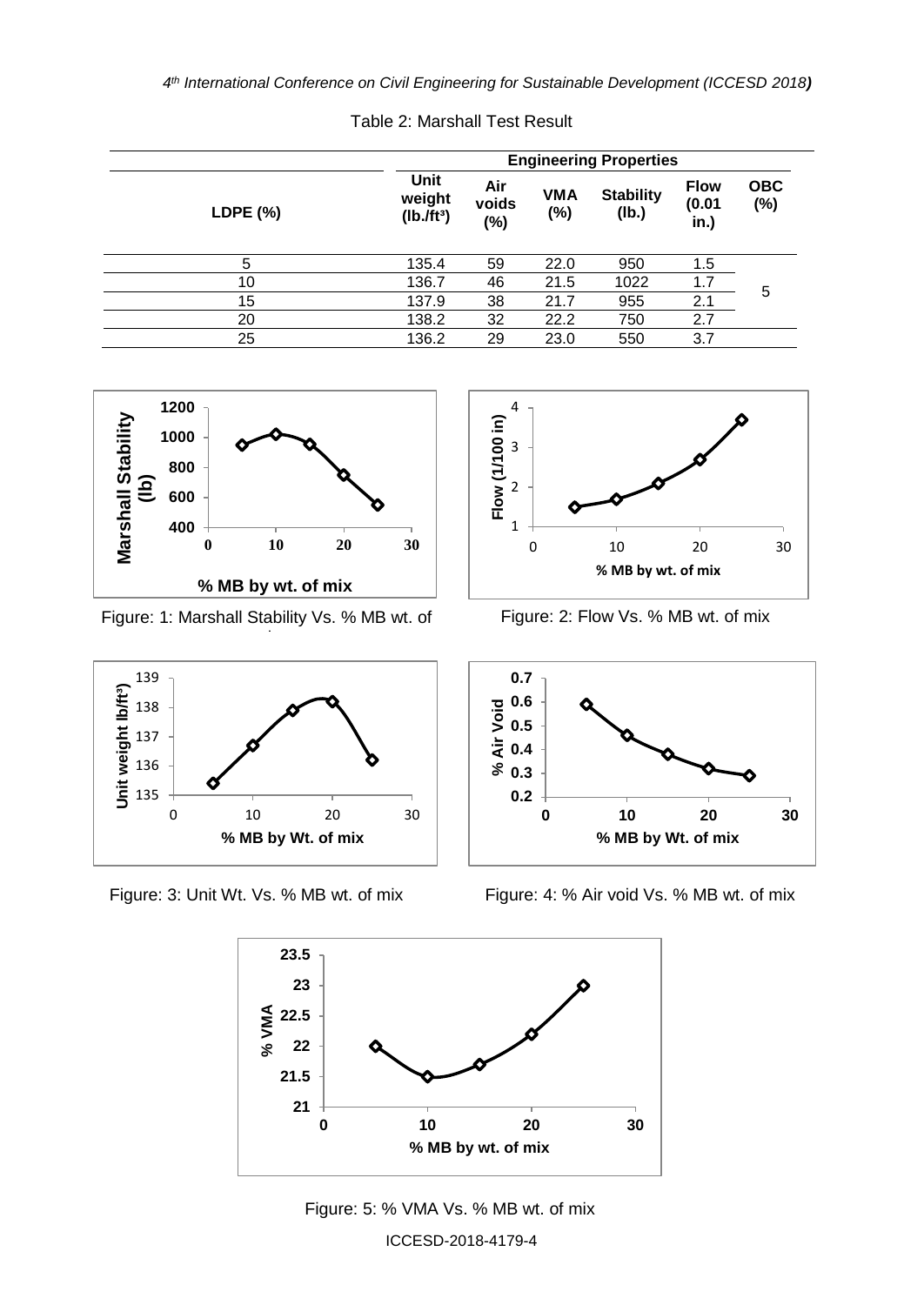Table 2: Marshall Test Result

| LDPE (%) | Engineering Properties | | | | | |
|---|---|---|---|---|---|---|
| | Unit weight (lb./ft³) | Air voids (%) | VMA (%) | Stability (lb.) | Flow (0.01 in.) | OBC (%) |
| 5 | 135.4 | 59 | 22.0 | 950 | 1.5 | 5 |
| 10 | 136.7 | 46 | 21.5 | 1022 | 1.7 | |
| 15 | 137.9 | 38 | 21.7 | 955 | 2.1 | |
| 20 | 138.2 | 32 | 22.2 | 750 | 2.7 | |
| 25 | 136.2 | 29 | 23.0 | 550 | 3.7 | |

Figure: 1: Marshall Stability Vs. % MB wt. of mix

Figure: 2: Flow Vs. % MB wt. of mix

Figure: 3: Unit Wt. Vs. % MB wt. of mix

Figure: 4: % Air void Vs. % MB wt. of mix

Figure: 5: % VMA Vs. % MB wt. of mix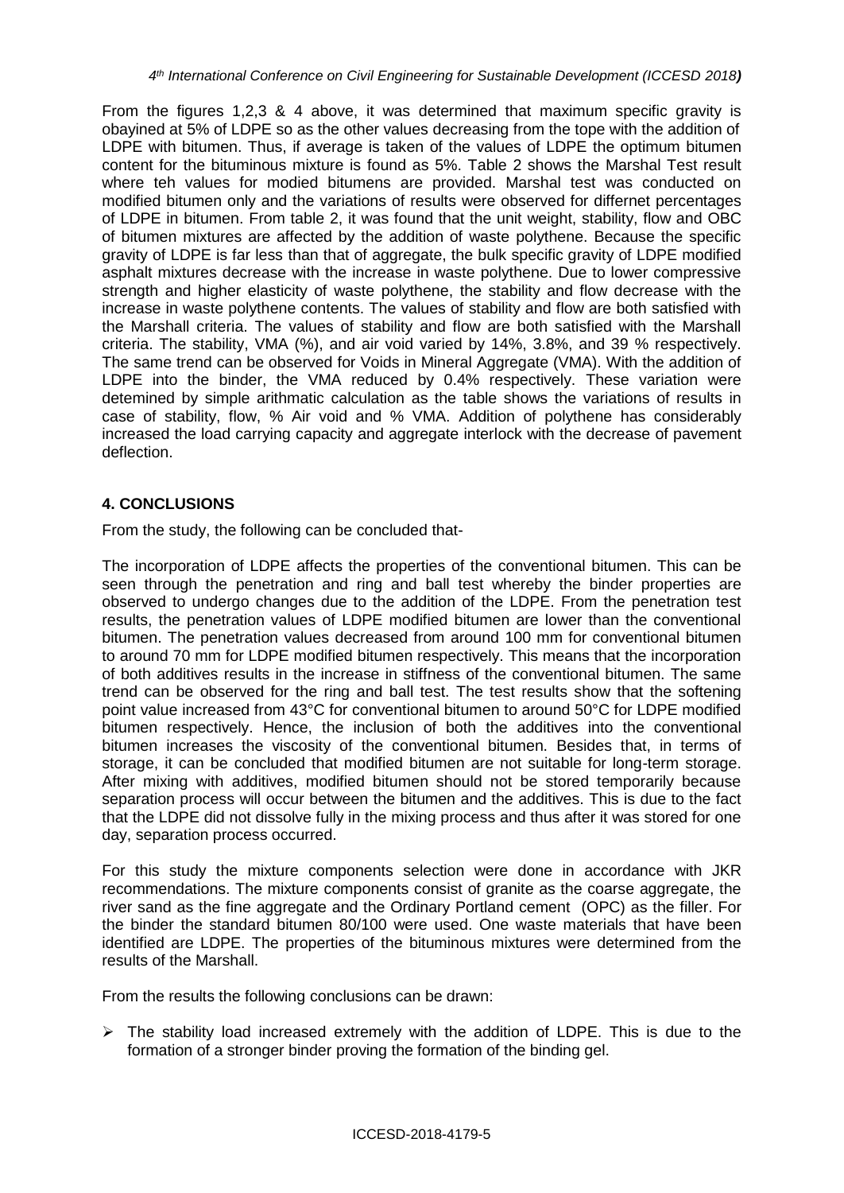From the figures 1,2,3 & 4 above, it was determined that maximum specific gravity is obayined at 5% of LDPE so as the other values decreasing from the tope with the addition of LDPE with bitumen. Thus, if average is taken of the values of LDPE the optimum bitumen content for the bituminous mixture is found as 5%. Table 2 shows the Marshal Test result where teh values for modied bitumens are provided. Marshal test was conducted on modified bitumen only and the variations of results were observed for differnet percentages of LDPE in bitumen. From table 2, it was found that the unit weight, stability, flow and OBC of bitumen mixtures are affected by the addition of waste polythene. Because the specific gravity of LDPE is far less than that of aggregate, the bulk specific gravity of LDPE modified asphalt mixtures decrease with the increase in waste polythene. Due to lower compressive strength and higher elasticity of waste polythene, the stability and flow decrease with the increase in waste polythene contents. The values of stability and flow are both satisfied with the Marshall criteria. The values of stability and flow are both satisfied with the Marshall criteria. The stability, VMA (%), and air void varied by 14%, 3.8%, and 39 % respectively. The same trend can be observed for Voids in Mineral Aggregate (VMA). With the addition of LDPE into the binder, the VMA reduced by 0.4% respectively. These variation were detemined by simple arithmatic calculation as the table shows the variations of results in case of stability, flow, % Air void and % VMA. Addition of polythene has considerably increased the load carrying capacity and aggregate interlock with the decrease of pavement deflection.

## 4. CONCLUSIONS

From the study, the following can be concluded that-

The incorporation of LDPE affects the properties of the conventional bitumen. This can be seen through the penetration and ring and ball test whereby the binder properties are observed to undergo changes due to the addition of the LDPE. From the penetration test results, the penetration values of LDPE modified bitumen are lower than the conventional bitumen. The penetration values decreased from around 100 mm for conventional bitumen to around 70 mm for LDPE modified bitumen respectively. This means that the incorporation of both additives results in the increase in stiffness of the conventional bitumen. The same trend can be observed for the ring and ball test. The test results show that the softening point value increased from 43°C for conventional bitumen to around 50°C for LDPE modified bitumen respectively. Hence, the inclusion of both the additives into the conventional bitumen increases the viscosity of the conventional bitumen. Besides that, in terms of storage, it can be concluded that modified bitumen are not suitable for long-term storage. After mixing with additives, modified bitumen should not be stored temporarily because separation process will occur between the bitumen and the additives. This is due to the fact that the LDPE did not dissolve fully in the mixing process and thus after it was stored for one day, separation process occurred.

For this study the mixture components selection were done in accordance with JKR recommendations. The mixture components consist of granite as the coarse aggregate, the river sand as the fine aggregate and the Ordinary Portland cement (OPC) as the filler. For the binder the standard bitumen 80/100 were used. One waste materials that have been identified are LDPE. The properties of the bituminous mixtures were determined from the results of the Marshall.

From the results the following conclusions can be drawn:

- The stability load increased extremely with the addition of LDPE. This is due to the formation of a stronger binder proving the formation of the binding gel.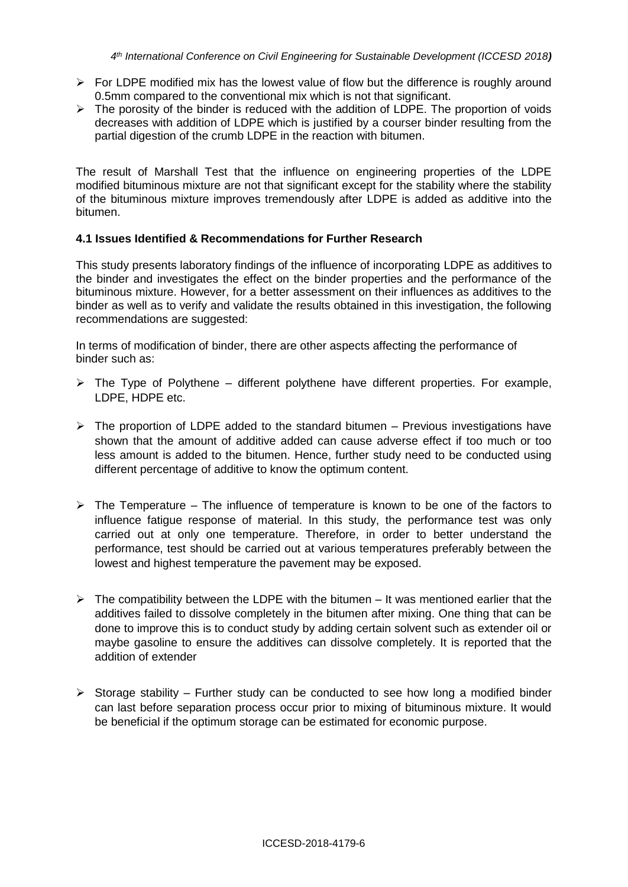- For LDPE modified mix has the lowest value of flow but the difference is roughly around 0.5mm compared to the conventional mix which is not that significant.
- The porosity of the binder is reduced with the addition of LDPE. The proportion of voids decreases with addition of LDPE which is justified by a courser binder resulting from the partial digestion of the crumb LDPE in the reaction with bitumen.

The result of Marshall Test that the influence on engineering properties of the LDPE modified bituminous mixture are not that significant except for the stability where the stability of the bituminous mixture improves tremendously after LDPE is added as additive into the bitumen.

### 4.1 Issues Identified & Recommendations for Further Research

This study presents laboratory findings of the influence of incorporating LDPE as additives to the binder and investigates the effect on the binder properties and the performance of the bituminous mixture. However, for a better assessment on their influences as additives to the binder as well as to verify and validate the results obtained in this investigation, the following recommendations are suggested:

In terms of modification of binder, there are other aspects affecting the performance of binder such as:

- The Type of Polythene – different polythene have different properties. For example, LDPE, HDPE etc.

- The proportion of LDPE added to the standard bitumen – Previous investigations have shown that the amount of additive added can cause adverse effect if too much or too less amount is added to the bitumen. Hence, further study need to be conducted using different percentage of additive to know the optimum content.

- The Temperature – The influence of temperature is known to be one of the factors to influence fatigue response of material. In this study, the performance test was only carried out at only one temperature. Therefore, in order to better understand the performance, test should be carried out at various temperatures preferably between the lowest and highest temperature the pavement may be exposed.

- The compatibility between the LDPE with the bitumen – It was mentioned earlier that the additives failed to dissolve completely in the bitumen after mixing. One thing that can be done to improve this is to conduct study by adding certain solvent such as extender oil or maybe gasoline to ensure the additives can dissolve completely. It is reported that the addition of extender

- Storage stability – Further study can be conducted to see how long a modified binder can last before separation process occur prior to mixing of bituminous mixture. It would be beneficial if the optimum storage can be estimated for economic purpose.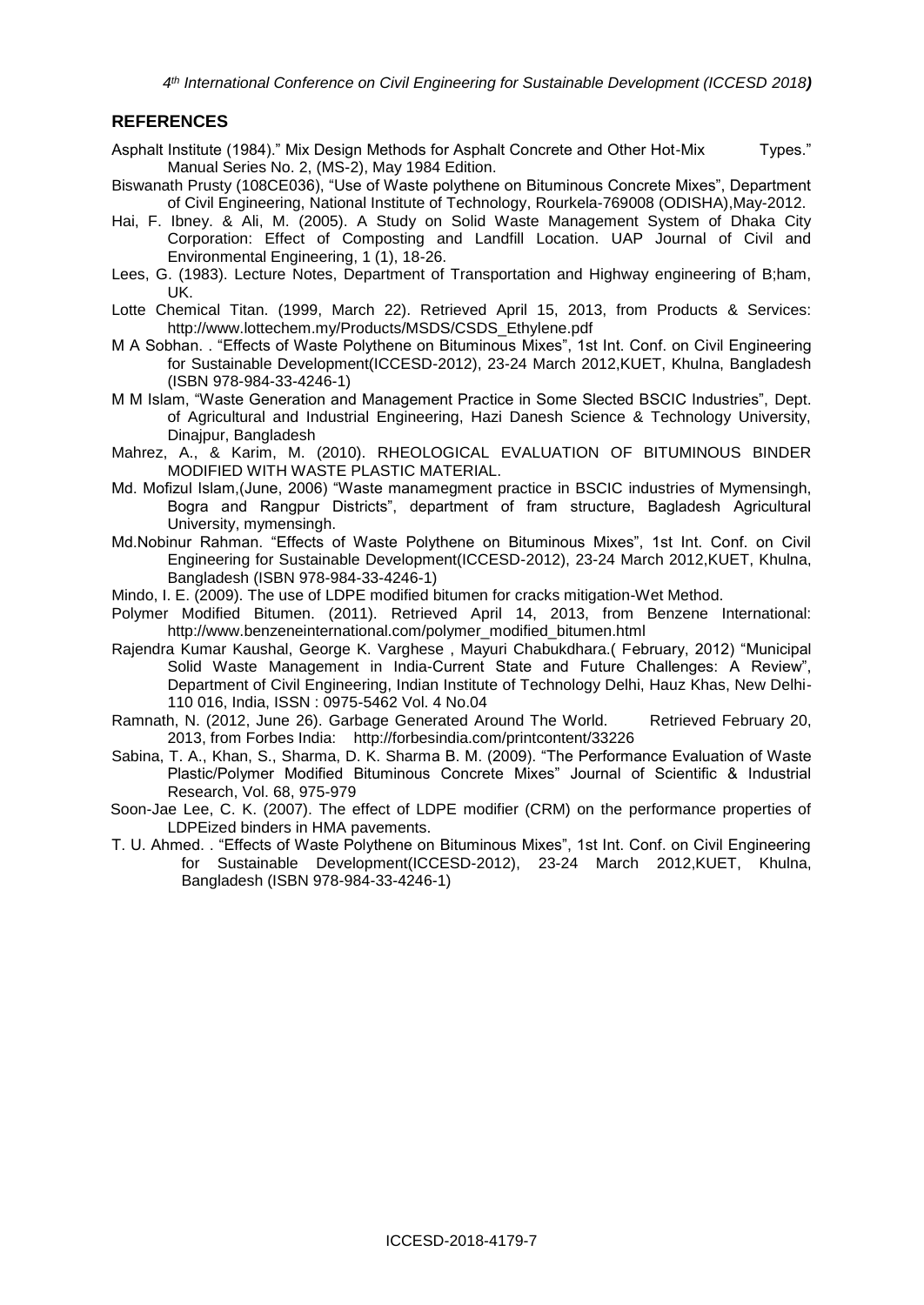## REFERENCES

Asphalt Institute (1984)." Mix Design Methods for Asphalt Concrete and Other Hot-Mix Types." Manual Series No. 2, (MS-2), May 1984 Edition.

Biswanath Prusty (108CE036), "Use of Waste polythene on Bituminous Concrete Mixes", Department of Civil Engineering, National Institute of Technology, Rourkela-769008 (ODISHA),May-2012.

Hai, F. Ibney. & Ali, M. (2005). A Study on Solid Waste Management System of Dhaka City Corporation: Effect of Composting and Landfill Location. UAP Journal of Civil and Environmental Engineering, 1 (1), 18-26.

Lees, G. (1983). Lecture Notes, Department of Transportation and Highway engineering of B;ham, UK.

Lotte Chemical Titan. (1999, March 22). Retrieved April 15, 2013, from Products & Services: http://www.lottechem.my/Products/MSDS/CSDS_Ethylene.pdf

M A Sobhan. . "Effects of Waste Polythene on Bituminous Mixes", 1st Int. Conf. on Civil Engineering for Sustainable Development(ICCESD-2012), 23-24 March 2012,KUET, Khulna, Bangladesh (ISBN 978-984-33-4246-1)

M M Islam, "Waste Generation and Management Practice in Some Slected BSCIC Industries", Dept. of Agricultural and Industrial Engineering, Hazi Danesh Science & Technology University, Dinajpur, Bangladesh

Mahrez, A., & Karim, M. (2010). RHEOLOGICAL EVALUATION OF BITUMINOUS BINDER MODIFIED WITH WASTE PLASTIC MATERIAL.

Md. Mofizul Islam,(June, 2006) "Waste manamegment practice in BSCIC industries of Mymensingh, Bogra and Rangpur Districts", department of fram structure, Bagladesh Agricultural University, mymensingh.

Md.Nobinur Rahman. "Effects of Waste Polythene on Bituminous Mixes", 1st Int. Conf. on Civil Engineering for Sustainable Development(ICCESD-2012), 23-24 March 2012,KUET, Khulna, Bangladesh (ISBN 978-984-33-4246-1)

Mindo, I. E. (2009). The use of LDPE modified bitumen for cracks mitigation-Wet Method.

Polymer Modified Bitumen. (2011). Retrieved April 14, 2013, from Benzene International: http://www.benzeneinternational.com/polymer_modified_bitumen.html

Rajendra Kumar Kaushal, George K. Varghese , Mayuri Chabukdhara.( February, 2012) "Municipal Solid Waste Management in India-Current State and Future Challenges: A Review", Department of Civil Engineering, Indian Institute of Technology Delhi, Hauz Khas, New Delhi-110 016, India, ISSN : 0975-5462 Vol. 4 No.04

Ramnath, N. (2012, June 26). Garbage Generated Around The World. Retrieved February 20, 2013, from Forbes India: http://forbesindia.com/printcontent/33226

Sabina, T. A., Khan, S., Sharma, D. K. Sharma B. M. (2009). "The Performance Evaluation of Waste Plastic/Polymer Modified Bituminous Concrete Mixes" Journal of Scientific & Industrial Research, Vol. 68, 975-979

Soon-Jae Lee, C. K. (2007). The effect of LDPE modifier (CRM) on the performance properties of LDPEized binders in HMA pavements.

T. U. Ahmed. . "Effects of Waste Polythene on Bituminous Mixes", 1st Int. Conf. on Civil Engineering for Sustainable Development(ICCESD-2012), 23-24 March 2012,KUET, Khulna, Bangladesh (ISBN 978-984-33-4246-1)